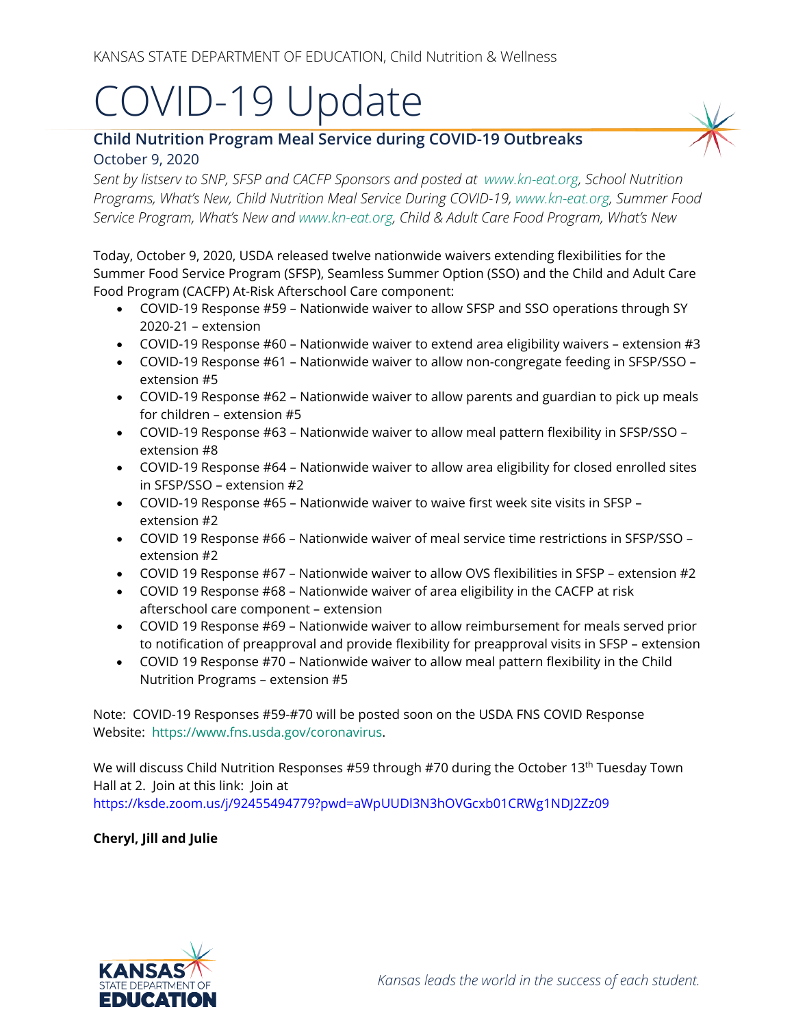KANSAS STATE DEPARTMENT OF EDUCATION, Child Nutrition & Wellness

# COVID-19 Update

## Child Nutrition Program Meal Service during COVID-19 Outbreaks

October 9, 2020

*Sent by listserv to SNP, SFSP and CACFP Sponsors and posted at www.kn-eat.org, School Nutrition Programs, What's New, Child Nutrition Meal Service During COVID-19, www.kn-eat.org, Summer Food Service Program, What's New and www.kn-eat.org, Child & Adult Care Food Program, What's New*

Today, October 9, 2020, USDA released twelve nationwide waivers extending flexibilities for the Summer Food Service Program (SFSP), Seamless Summer Option (SSO) and the Child and Adult Care Food Program (CACFP) At-Risk Afterschool Care component:

- COVID-19 Response #59 – Nationwide waiver to allow SFSP and SSO operations through SY 2020-21 – extension
- COVID-19 Response #60 – Nationwide waiver to extend area eligibility waivers – extension #3
- COVID-19 Response #61 – Nationwide waiver to allow non-congregate feeding in SFSP/SSO – extension #5
- COVID-19 Response #62 – Nationwide waiver to allow parents and guardian to pick up meals for children – extension #5
- COVID-19 Response #63 – Nationwide waiver to allow meal pattern flexibility in SFSP/SSO – extension #8
- COVID-19 Response #64 – Nationwide waiver to allow area eligibility for closed enrolled sites in SFSP/SSO – extension #2
- COVID-19 Response #65 – Nationwide waiver to waive first week site visits in SFSP – extension #2
- COVID 19 Response #66 – Nationwide waiver of meal service time restrictions in SFSP/SSO – extension #2
- COVID 19 Response #67 – Nationwide waiver to allow OVS flexibilities in SFSP – extension #2
- COVID 19 Response #68 – Nationwide waiver of area eligibility in the CACFP at risk afterschool care component – extension
- COVID 19 Response #69 – Nationwide waiver to allow reimbursement for meals served prior to notification of preapproval and provide flexibility for preapproval visits in SFSP – extension
- COVID 19 Response #70 – Nationwide waiver to allow meal pattern flexibility in the Child Nutrition Programs – extension #5

Note: COVID-19 Responses #59-#70 will be posted soon on the USDA FNS COVID Response Website: https://www.fns.usda.gov/coronavirus.

We will discuss Child Nutrition Responses #59 through #70 during the October 13th Tuesday Town Hall at 2. Join at this link: Join at https://ksde.zoom.us/j/92455494779?pwd=aWpUUDl3N3hOVGcxb01CRWg1NDJ2Zz09

**Cheryl, Jill and Julie**

*Kansas leads the world in the success of each student.*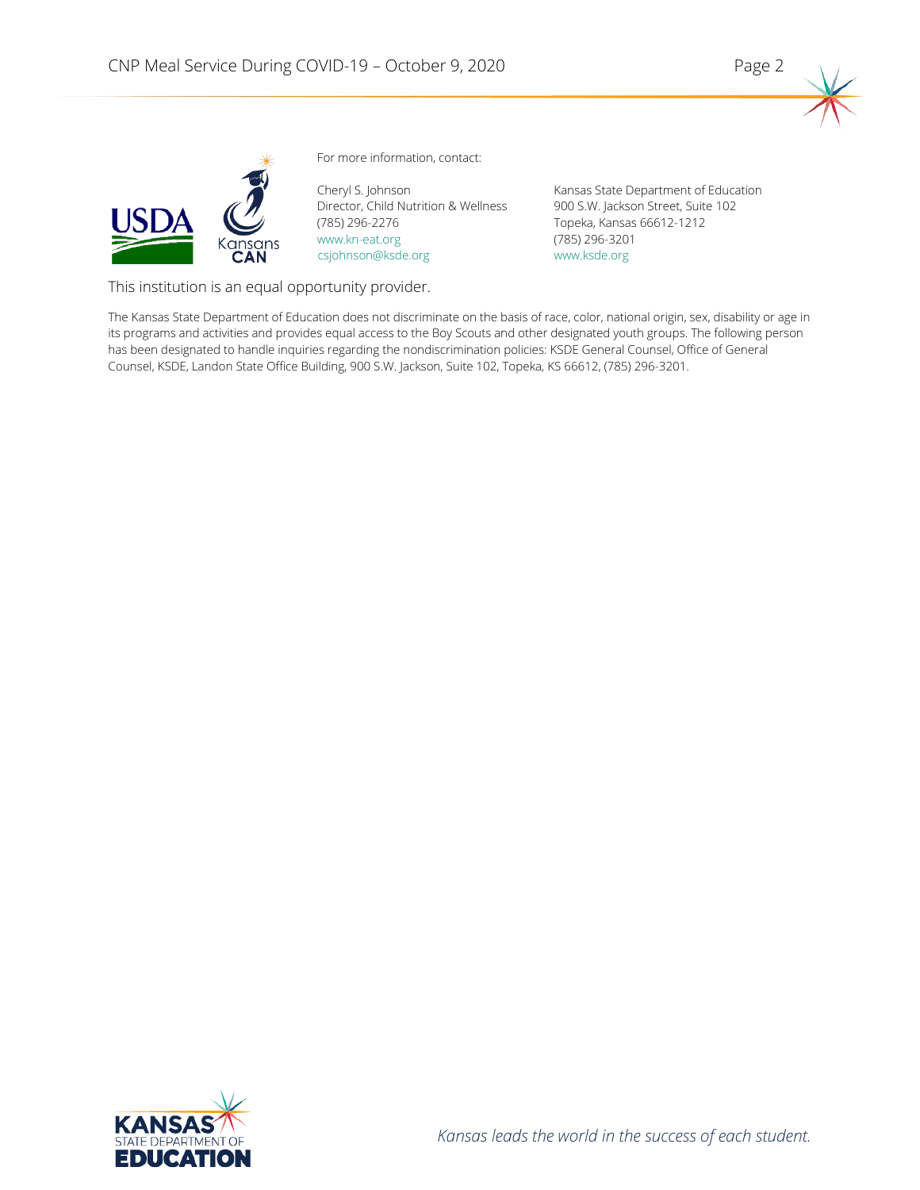For more information, contact:

Cheryl S. Johnson
Director, Child Nutrition & Wellness
(785) 296-2276
www.kn-eat.org
csjohnson@ksde.org

Kansas State Department of Education
900 S.W. Jackson Street, Suite 102
Topeka, Kansas 66612-1212
(785) 296-3201
www.ksde.org

This institution is an equal opportunity provider.

The Kansas State Department of Education does not discriminate on the basis of race, color, national origin, sex, disability or age in its programs and activities and provides equal access to the Boy Scouts and other designated youth groups. The following person has been designated to handle inquiries regarding the nondiscrimination policies: KSDE General Counsel, Office of General Counsel, KSDE, Landon State Office Building, 900 S.W. Jackson, Suite 102, Topeka, KS 66612, (785) 296-3201.

*Kansas leads the world in the success of each student.*